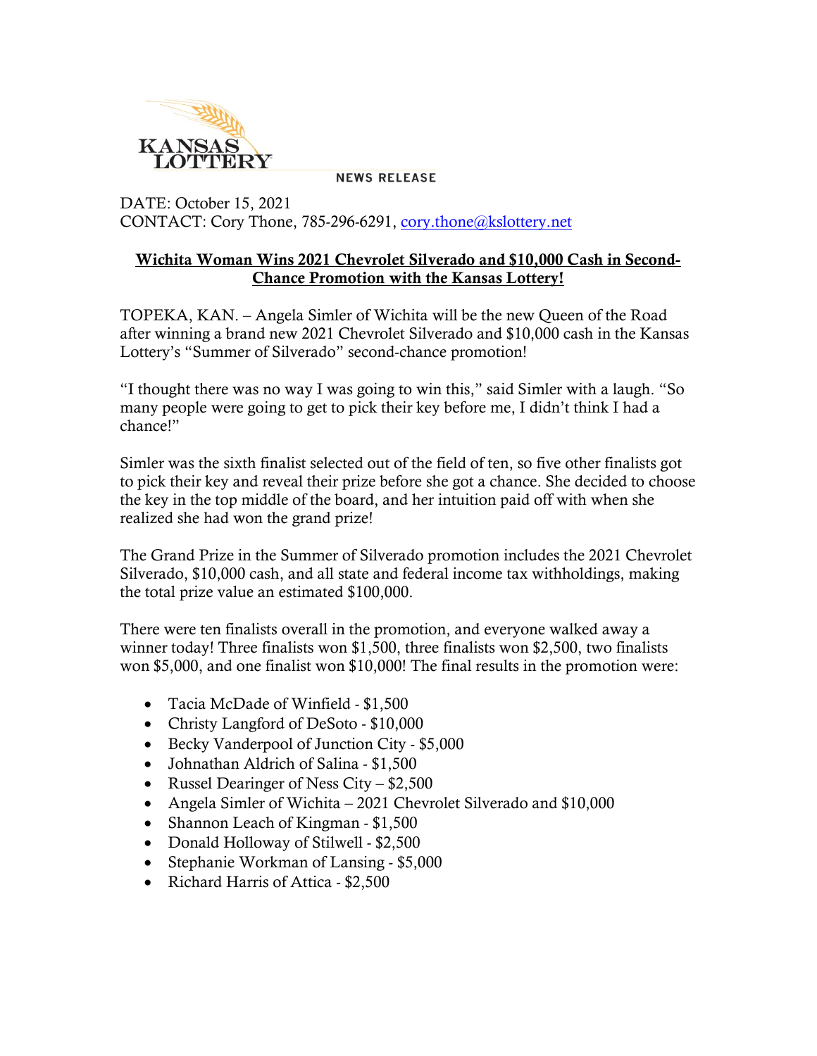KANSAS LOTTERY

NEWS RELEASE

DATE: October 15, 2021
CONTACT: Cory Thone, 785-296-6291, cory.thone@kslottery.net

## Wichita Woman Wins 2021 Chevrolet Silverado and $10,000 Cash in Second-Chance Promotion with the Kansas Lottery!

TOPEKA, KAN. – Angela Simler of Wichita will be the new Queen of the Road after winning a brand new 2021 Chevrolet Silverado and $10,000 cash in the Kansas Lottery's "Summer of Silverado" second-chance promotion!

"I thought there was no way I was going to win this," said Simler with a laugh. "So many people were going to get to pick their key before me, I didn't think I had a chance!"

Simler was the sixth finalist selected out of the field of ten, so five other finalists got to pick their key and reveal their prize before she got a chance. She decided to choose the key in the top middle of the board, and her intuition paid off with when she realized she had won the grand prize!

The Grand Prize in the Summer of Silverado promotion includes the 2021 Chevrolet Silverado, $10,000 cash, and all state and federal income tax withholdings, making the total prize value an estimated $100,000.

There were ten finalists overall in the promotion, and everyone walked away a winner today! Three finalists won $1,500, three finalists won $2,500, two finalists won $5,000, and one finalist won $10,000! The final results in the promotion were:

- Tacia McDade of Winfield - $1,500
- Christy Langford of DeSoto - $10,000
- Becky Vanderpool of Junction City - $5,000
- Johnathan Aldrich of Salina - $1,500
- Russel Dearinger of Ness City – $2,500
- Angela Simler of Wichita – 2021 Chevrolet Silverado and $10,000
- Shannon Leach of Kingman - $1,500
- Donald Holloway of Stilwell - $2,500
- Stephanie Workman of Lansing - $5,000
- Richard Harris of Attica - $2,500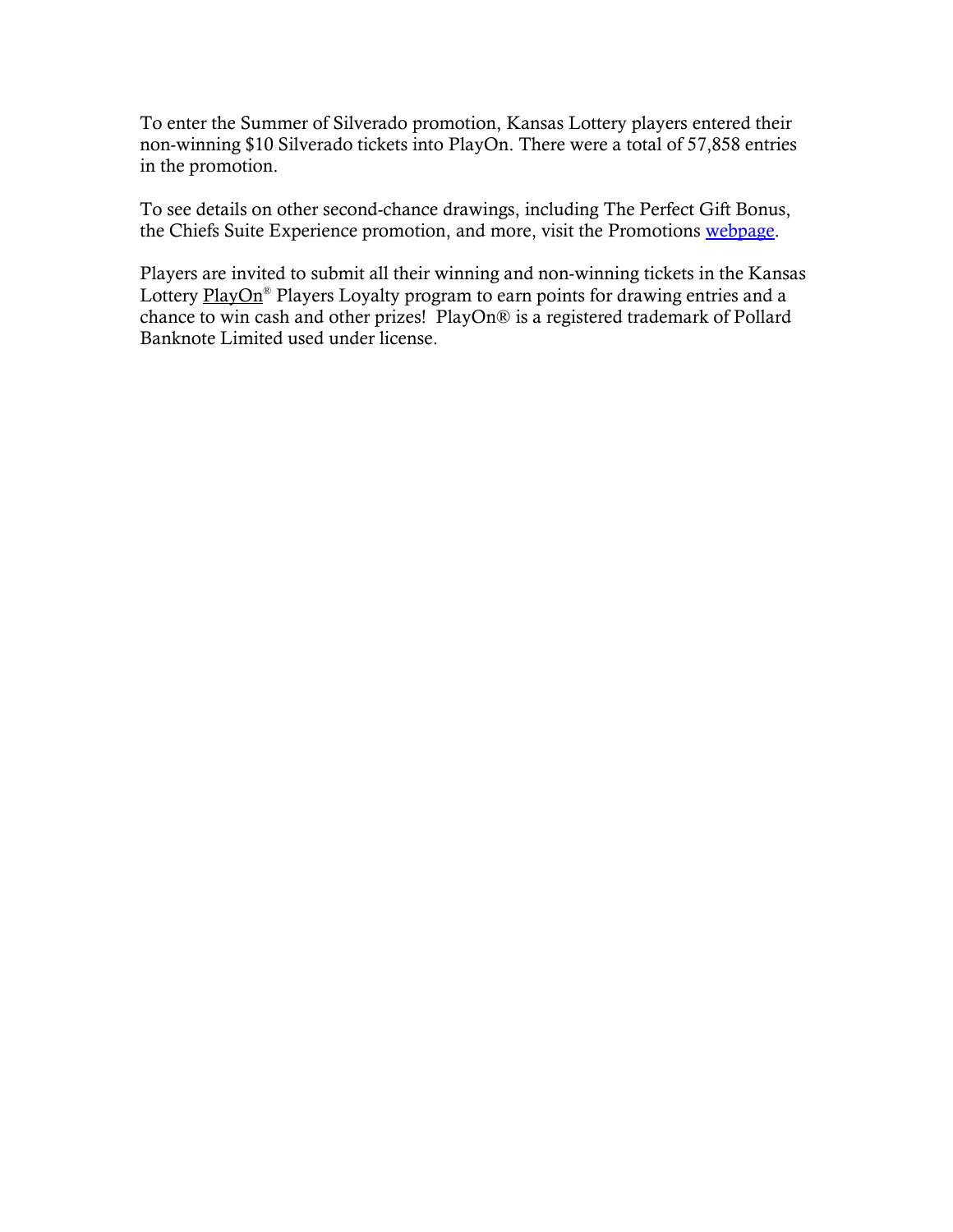To enter the Summer of Silverado promotion, Kansas Lottery players entered their non-winning $10 Silverado tickets into PlayOn. There were a total of 57,858 entries in the promotion.

To see details on other second-chance drawings, including The Perfect Gift Bonus, the Chiefs Suite Experience promotion, and more, visit the Promotions webpage.

Players are invited to submit all their winning and non-winning tickets in the Kansas Lottery PlayOn® Players Loyalty program to earn points for drawing entries and a chance to win cash and other prizes! PlayOn® is a registered trademark of Pollard Banknote Limited used under license.